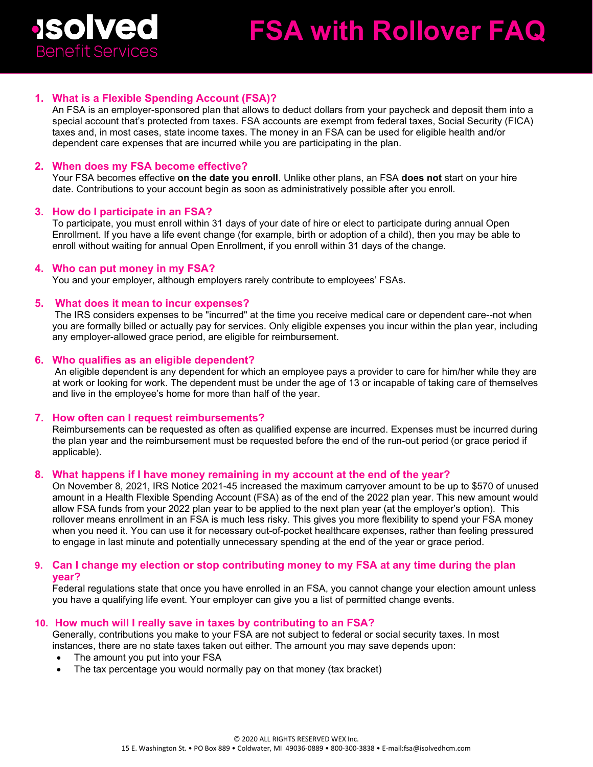# isolved Benefit Services

# FSA with Rollover FAQ

1. **What is a Flexible Spending Account (FSA)?**
   An FSA is an employer-sponsored plan that allows to deduct dollars from your paycheck and deposit them into a special account that's protected from taxes. FSA accounts are exempt from federal taxes, Social Security (FICA) taxes and, in most cases, state income taxes. The money in an FSA can be used for eligible health and/or dependent care expenses that are incurred while you are participating in the plan.

2. **When does my FSA become effective?**
   Your FSA becomes effective **on the date you enroll**. Unlike other plans, an FSA **does not** start on your hire date. Contributions to your account begin as soon as administratively possible after you enroll.

3. **How do I participate in an FSA?**
   To participate, you must enroll within 31 days of your date of hire or elect to participate during annual Open Enrollment. If you have a life event change (for example, birth or adoption of a child), then you may be able to enroll without waiting for annual Open Enrollment, if you enroll within 31 days of the change.

4. **Who can put money in my FSA?**
   You and your employer, although employers rarely contribute to employees' FSAs.

5. **What does it mean to incur expenses?**
   The IRS considers expenses to be "incurred" at the time you receive medical care or dependent care--not when you are formally billed or actually pay for services. Only eligible expenses you incur within the plan year, including any employer-allowed grace period, are eligible for reimbursement.

6. **Who qualifies as an eligible dependent?**
   An eligible dependent is any dependent for which an employee pays a provider to care for him/her while they are at work or looking for work. The dependent must be under the age of 13 or incapable of taking care of themselves and live in the employee's home for more than half of the year.

7. **How often can I request reimbursements?**
   Reimbursements can be requested as often as qualified expense are incurred. Expenses must be incurred during the plan year and the reimbursement must be requested before the end of the run-out period (or grace period if applicable).

8. **What happens if I have money remaining in my account at the end of the year?**
   On November 8, 2021, IRS Notice 2021-45 increased the maximum carryover amount to be up to $570 of unused amount in a Health Flexible Spending Account (FSA) as of the end of the 2022 plan year. This new amount would allow FSA funds from your 2022 plan year to be applied to the next plan year (at the employer's option). This rollover means enrollment in an FSA is much less risky. This gives you more flexibility to spend your FSA money when you need it. You can use it for necessary out-of-pocket healthcare expenses, rather than feeling pressured to engage in last minute and potentially unnecessary spending at the end of the year or grace period.

9. **Can I change my election or stop contributing money to my FSA at any time during the plan year?**
   Federal regulations state that once you have enrolled in an FSA, you cannot change your election amount unless you have a qualifying life event. Your employer can give you a list of permitted change events.

10. **How much will I really save in taxes by contributing to an FSA?**
    Generally, contributions you make to your FSA are not subject to federal or social security taxes. In most instances, there are no state taxes taken out either. The amount you may save depends upon:
    - The amount you put into your FSA
    - The tax percentage you would normally pay on that money (tax bracket)

© 2020 ALL RIGHTS RESERVED WEX Inc.
15 E. Washington St. • PO Box 889 • Coldwater, MI 49036-0889 • 800-300-3838 • E-mail:fsa@isolvedhcm.com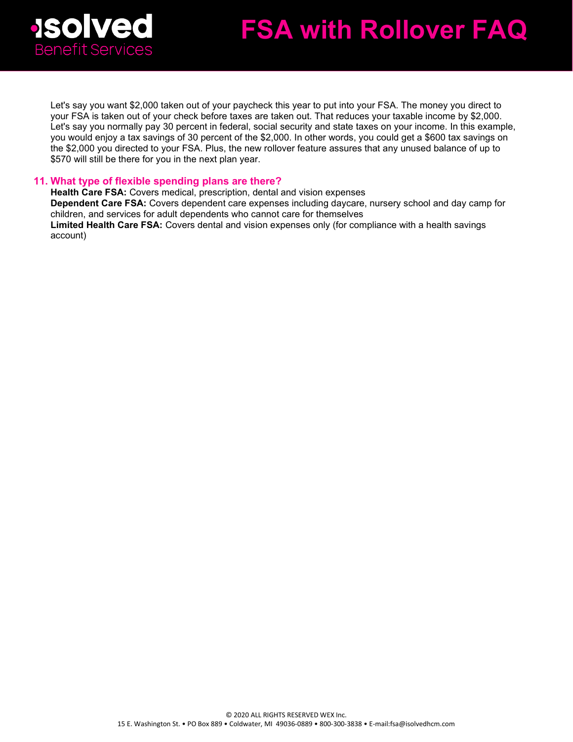Let's say you want $2,000 taken out of your paycheck this year to put into your FSA. The money you direct to your FSA is taken out of your check before taxes are taken out. That reduces your taxable income by $2,000. Let's say you normally pay 30 percent in federal, social security and state taxes on your income. In this example, you would enjoy a tax savings of 30 percent of the $2,000. In other words, you could get a $600 tax savings on the $2,000 you directed to your FSA. Plus, the new rollover feature assures that any unused balance of up to $570 will still be there for you in the next plan year.

## 11. What type of flexible spending plans are there?

**Health Care FSA:** Covers medical, prescription, dental and vision expenses

**Dependent Care FSA:** Covers dependent care expenses including daycare, nursery school and day camp for children, and services for adult dependents who cannot care for themselves

**Limited Health Care FSA:** Covers dental and vision expenses only (for compliance with a health savings account)

© 2020 ALL RIGHTS RESERVED WEX Inc.
15 E. Washington St. • PO Box 889 • Coldwater, MI 49036-0889 • 800-300-3838 • E-mail:fsa@isolvedhcm.com